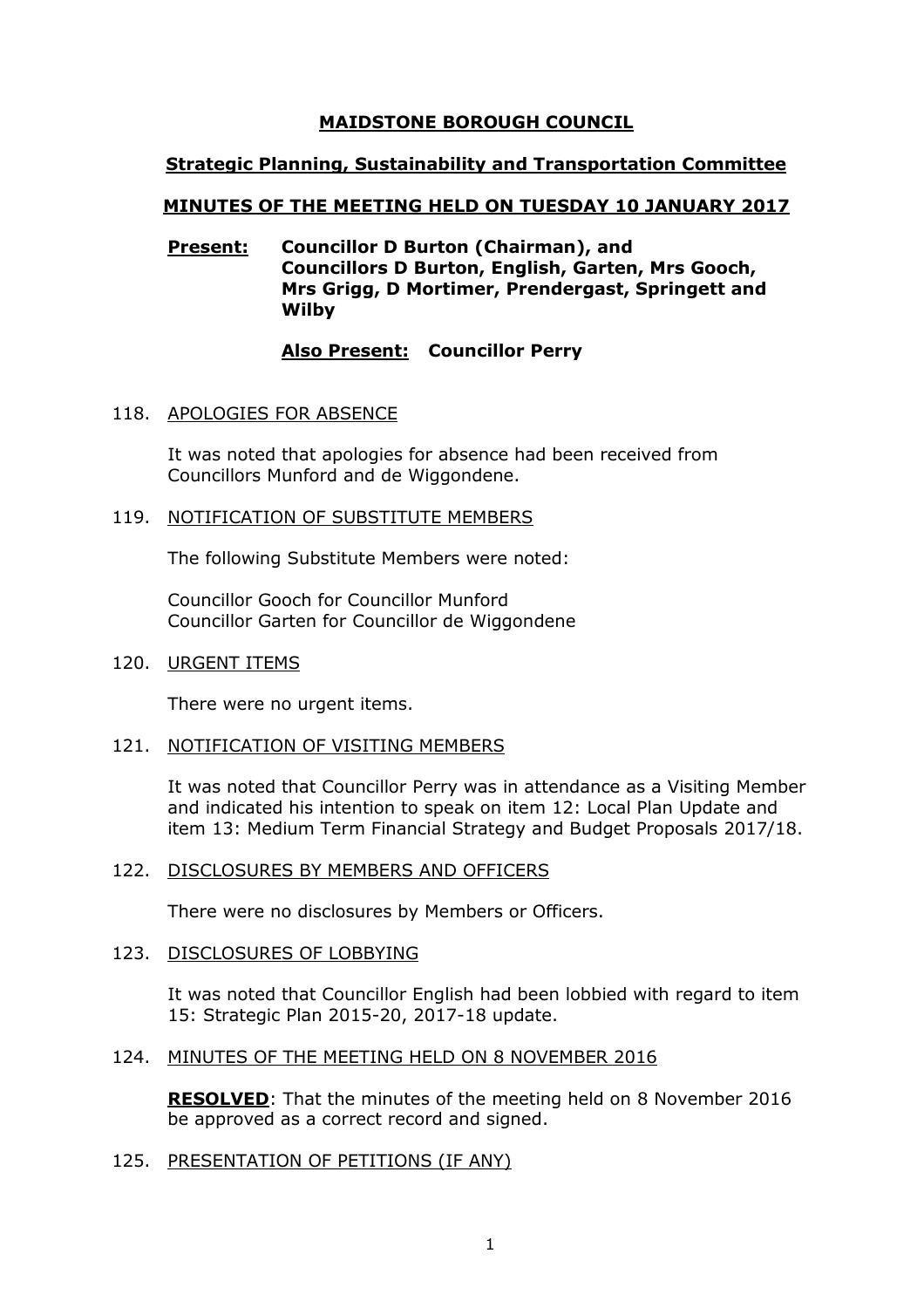# MAIDSTONE BOROUGH COUNCIL

## Strategic Planning, Sustainability and Transportation Committee

## MINUTES OF THE MEETING HELD ON TUESDAY 10 JANUARY 2017

**Present:** **Councillor D Burton (Chairman), and Councillors D Burton, English, Garten, Mrs Gooch, Mrs Grigg, D Mortimer, Prendergast, Springett and Wilby**

**Also Present:** **Councillor Perry**

118. APOLOGIES FOR ABSENCE

It was noted that apologies for absence had been received from Councillors Munford and de Wiggondene.

119. NOTIFICATION OF SUBSTITUTE MEMBERS

The following Substitute Members were noted:

Councillor Gooch for Councillor Munford
Councillor Garten for Councillor de Wiggondene

120. URGENT ITEMS

There were no urgent items.

121. NOTIFICATION OF VISITING MEMBERS

It was noted that Councillor Perry was in attendance as a Visiting Member and indicated his intention to speak on item 12: Local Plan Update and item 13: Medium Term Financial Strategy and Budget Proposals 2017/18.

122. DISCLOSURES BY MEMBERS AND OFFICERS

There were no disclosures by Members or Officers.

123. DISCLOSURES OF LOBBYING

It was noted that Councillor English had been lobbied with regard to item 15: Strategic Plan 2015-20, 2017-18 update.

124. MINUTES OF THE MEETING HELD ON 8 NOVEMBER 2016

**RESOLVED**: That the minutes of the meeting held on 8 November 2016 be approved as a correct record and signed.

125. PRESENTATION OF PETITIONS (IF ANY)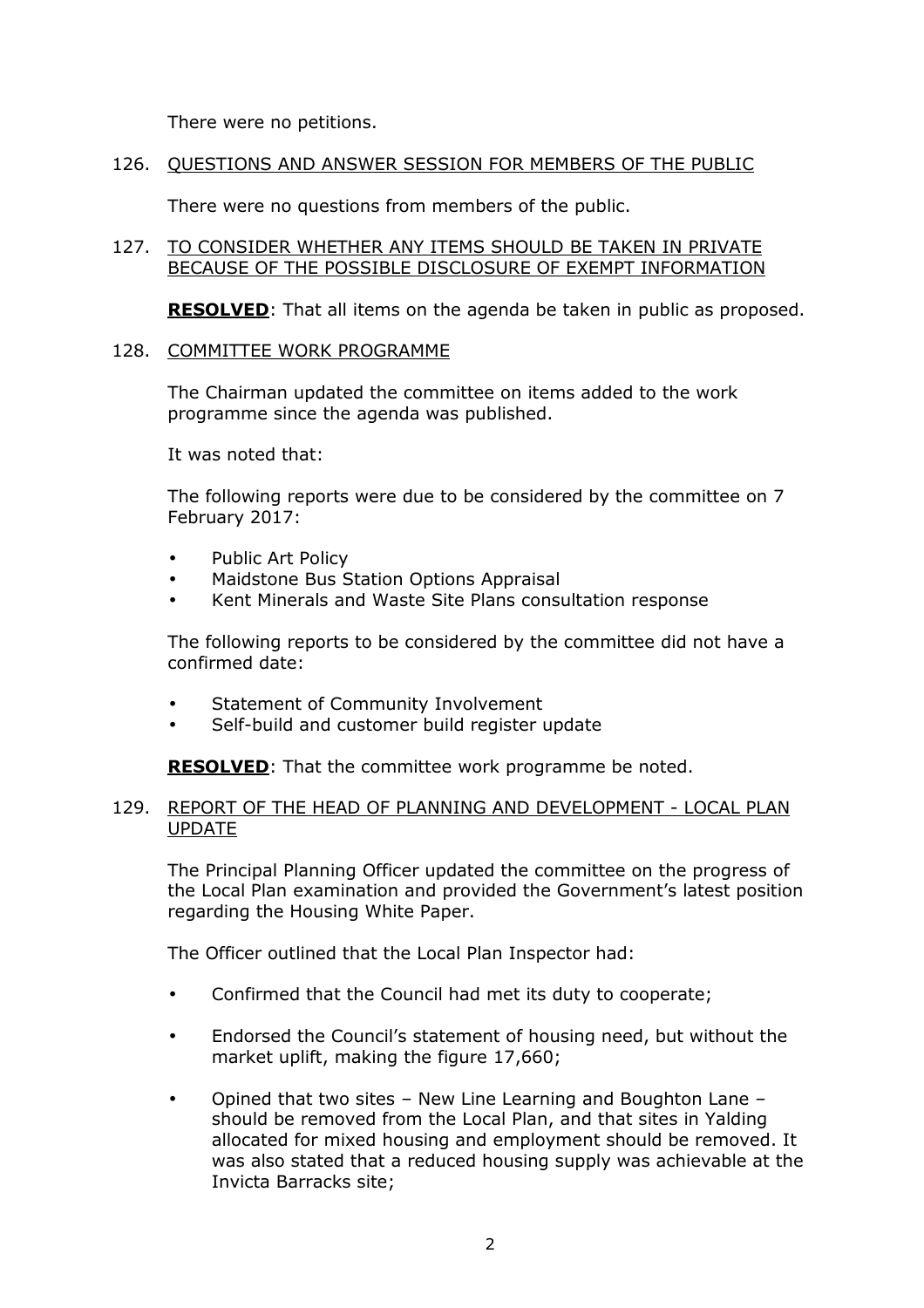There were no petitions.

126. QUESTIONS AND ANSWER SESSION FOR MEMBERS OF THE PUBLIC

There were no questions from members of the public.

127. TO CONSIDER WHETHER ANY ITEMS SHOULD BE TAKEN IN PRIVATE BECAUSE OF THE POSSIBLE DISCLOSURE OF EXEMPT INFORMATION

**RESOLVED**: That all items on the agenda be taken in public as proposed.

128. COMMITTEE WORK PROGRAMME

The Chairman updated the committee on items added to the work programme since the agenda was published.

It was noted that:

The following reports were due to be considered by the committee on 7 February 2017:

- Public Art Policy
- Maidstone Bus Station Options Appraisal
- Kent Minerals and Waste Site Plans consultation response

The following reports to be considered by the committee did not have a confirmed date:

- Statement of Community Involvement
- Self-build and customer build register update

**RESOLVED**: That the committee work programme be noted.

129. REPORT OF THE HEAD OF PLANNING AND DEVELOPMENT - LOCAL PLAN UPDATE

The Principal Planning Officer updated the committee on the progress of the Local Plan examination and provided the Government's latest position regarding the Housing White Paper.

The Officer outlined that the Local Plan Inspector had:

- Confirmed that the Council had met its duty to cooperate;
- Endorsed the Council's statement of housing need, but without the market uplift, making the figure 17,660;
- Opined that two sites – New Line Learning and Boughton Lane – should be removed from the Local Plan, and that sites in Yalding allocated for mixed housing and employment should be removed. It was also stated that a reduced housing supply was achievable at the Invicta Barracks site;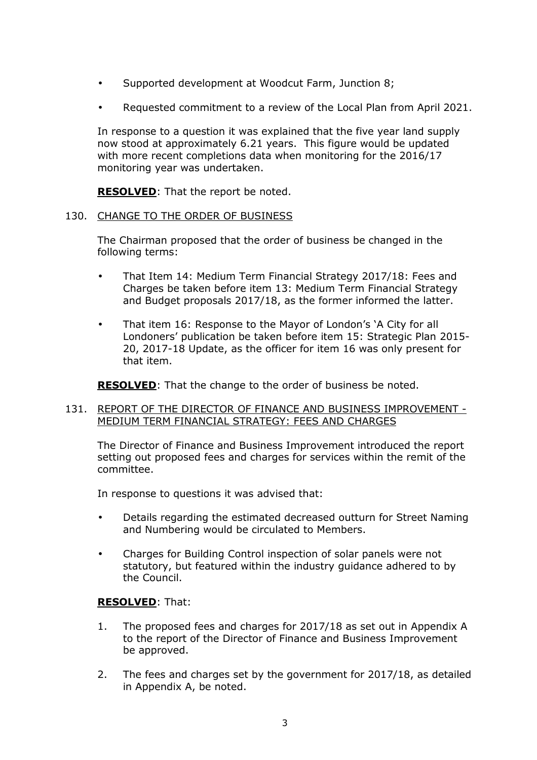- Supported development at Woodcut Farm, Junction 8;
- Requested commitment to a review of the Local Plan from April 2021.

In response to a question it was explained that the five year land supply now stood at approximately 6.21 years. This figure would be updated with more recent completions data when monitoring for the 2016/17 monitoring year was undertaken.

**RESOLVED**: That the report be noted.

130. CHANGE TO THE ORDER OF BUSINESS

The Chairman proposed that the order of business be changed in the following terms:

- That Item 14: Medium Term Financial Strategy 2017/18: Fees and Charges be taken before item 13: Medium Term Financial Strategy and Budget proposals 2017/18, as the former informed the latter.
- That item 16: Response to the Mayor of London's 'A City for all Londoners' publication be taken before item 15: Strategic Plan 2015-20, 2017-18 Update, as the officer for item 16 was only present for that item.

**RESOLVED**: That the change to the order of business be noted.

131. REPORT OF THE DIRECTOR OF FINANCE AND BUSINESS IMPROVEMENT - MEDIUM TERM FINANCIAL STRATEGY: FEES AND CHARGES

The Director of Finance and Business Improvement introduced the report setting out proposed fees and charges for services within the remit of the committee.

In response to questions it was advised that:

- Details regarding the estimated decreased outturn for Street Naming and Numbering would be circulated to Members.
- Charges for Building Control inspection of solar panels were not statutory, but featured within the industry guidance adhered to by the Council.

**RESOLVED**: That:

1. The proposed fees and charges for 2017/18 as set out in Appendix A to the report of the Director of Finance and Business Improvement be approved.
2. The fees and charges set by the government for 2017/18, as detailed in Appendix A, be noted.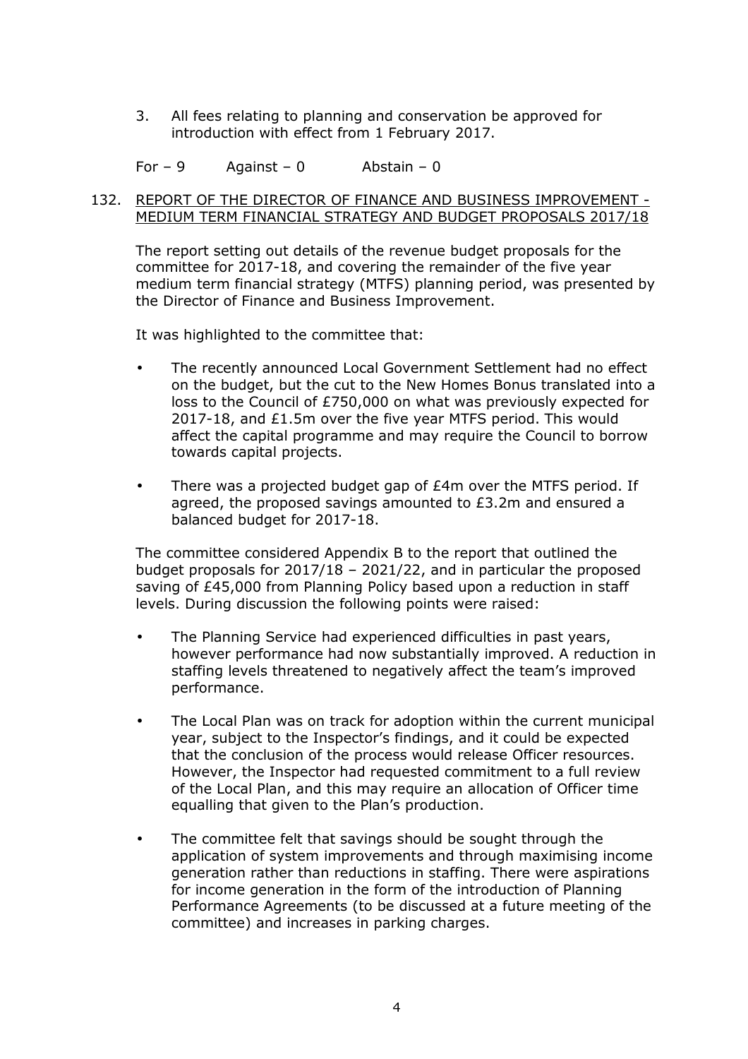3. All fees relating to planning and conservation be approved for introduction with effect from 1 February 2017.

For – 9 Against – 0 Abstain – 0

132. REPORT OF THE DIRECTOR OF FINANCE AND BUSINESS IMPROVEMENT - MEDIUM TERM FINANCIAL STRATEGY AND BUDGET PROPOSALS 2017/18

The report setting out details of the revenue budget proposals for the committee for 2017-18, and covering the remainder of the five year medium term financial strategy (MTFS) planning period, was presented by the Director of Finance and Business Improvement.

It was highlighted to the committee that:

- The recently announced Local Government Settlement had no effect on the budget, but the cut to the New Homes Bonus translated into a loss to the Council of £750,000 on what was previously expected for 2017-18, and £1.5m over the five year MTFS period. This would affect the capital programme and may require the Council to borrow towards capital projects.
- There was a projected budget gap of £4m over the MTFS period. If agreed, the proposed savings amounted to £3.2m and ensured a balanced budget for 2017-18.

The committee considered Appendix B to the report that outlined the budget proposals for 2017/18 – 2021/22, and in particular the proposed saving of £45,000 from Planning Policy based upon a reduction in staff levels. During discussion the following points were raised:

- The Planning Service had experienced difficulties in past years, however performance had now substantially improved. A reduction in staffing levels threatened to negatively affect the team's improved performance.
- The Local Plan was on track for adoption within the current municipal year, subject to the Inspector's findings, and it could be expected that the conclusion of the process would release Officer resources. However, the Inspector had requested commitment to a full review of the Local Plan, and this may require an allocation of Officer time equalling that given to the Plan's production.
- The committee felt that savings should be sought through the application of system improvements and through maximising income generation rather than reductions in staffing. There were aspirations for income generation in the form of the introduction of Planning Performance Agreements (to be discussed at a future meeting of the committee) and increases in parking charges.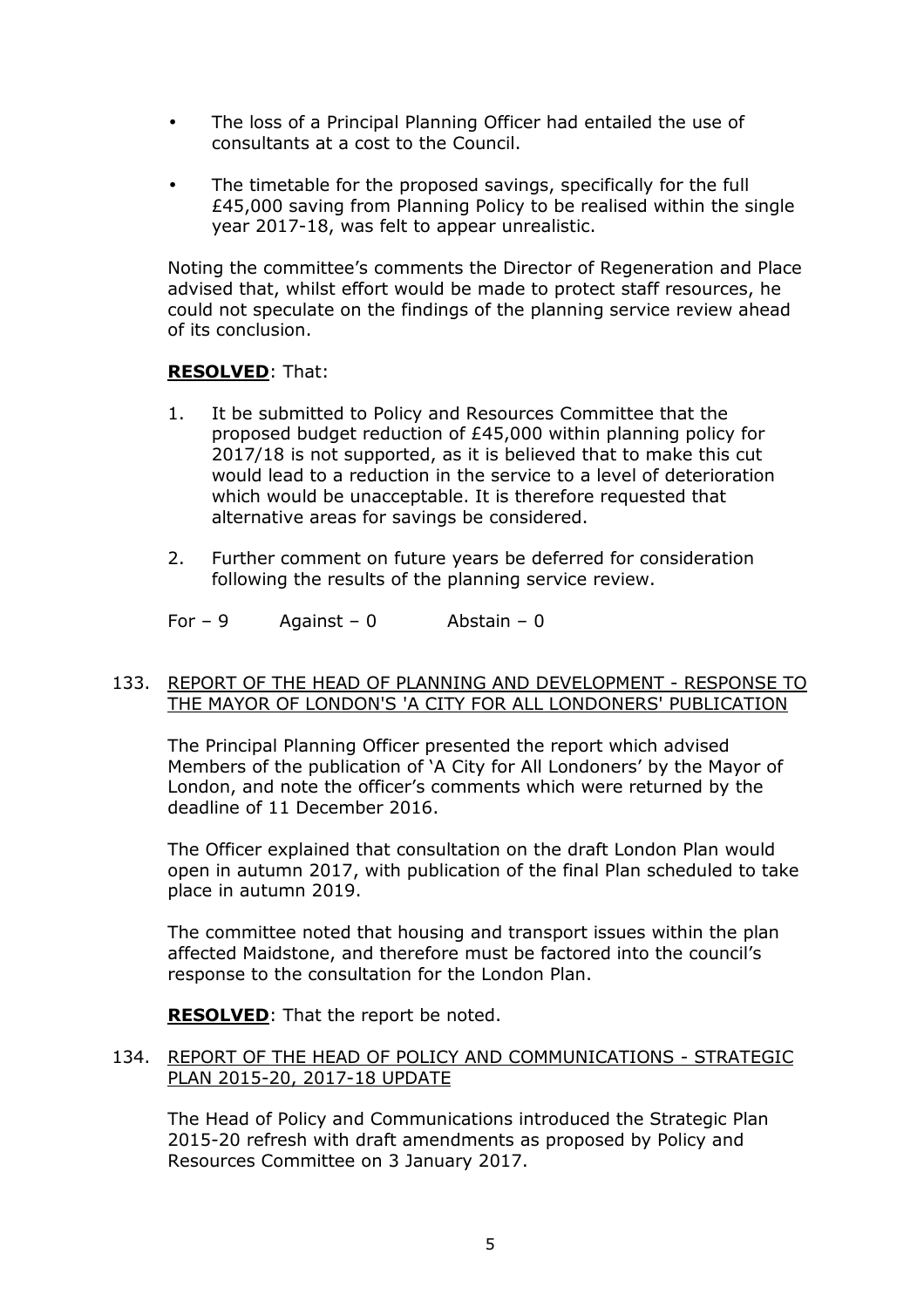- The loss of a Principal Planning Officer had entailed the use of consultants at a cost to the Council.
- The timetable for the proposed savings, specifically for the full £45,000 saving from Planning Policy to be realised within the single year 2017-18, was felt to appear unrealistic.

Noting the committee's comments the Director of Regeneration and Place advised that, whilst effort would be made to protect staff resources, he could not speculate on the findings of the planning service review ahead of its conclusion.

**RESOLVED**: That:

1. It be submitted to Policy and Resources Committee that the proposed budget reduction of £45,000 within planning policy for 2017/18 is not supported, as it is believed that to make this cut would lead to a reduction in the service to a level of deterioration which would be unacceptable. It is therefore requested that alternative areas for savings be considered.
2. Further comment on future years be deferred for consideration following the results of the planning service review.

For – 9 Against – 0 Abstain – 0

133. REPORT OF THE HEAD OF PLANNING AND DEVELOPMENT - RESPONSE TO THE MAYOR OF LONDON'S 'A CITY FOR ALL LONDONERS' PUBLICATION

The Principal Planning Officer presented the report which advised Members of the publication of 'A City for All Londoners' by the Mayor of London, and note the officer's comments which were returned by the deadline of 11 December 2016.

The Officer explained that consultation on the draft London Plan would open in autumn 2017, with publication of the final Plan scheduled to take place in autumn 2019.

The committee noted that housing and transport issues within the plan affected Maidstone, and therefore must be factored into the council's response to the consultation for the London Plan.

**RESOLVED**: That the report be noted.

134. REPORT OF THE HEAD OF POLICY AND COMMUNICATIONS - STRATEGIC PLAN 2015-20, 2017-18 UPDATE

The Head of Policy and Communications introduced the Strategic Plan 2015-20 refresh with draft amendments as proposed by Policy and Resources Committee on 3 January 2017.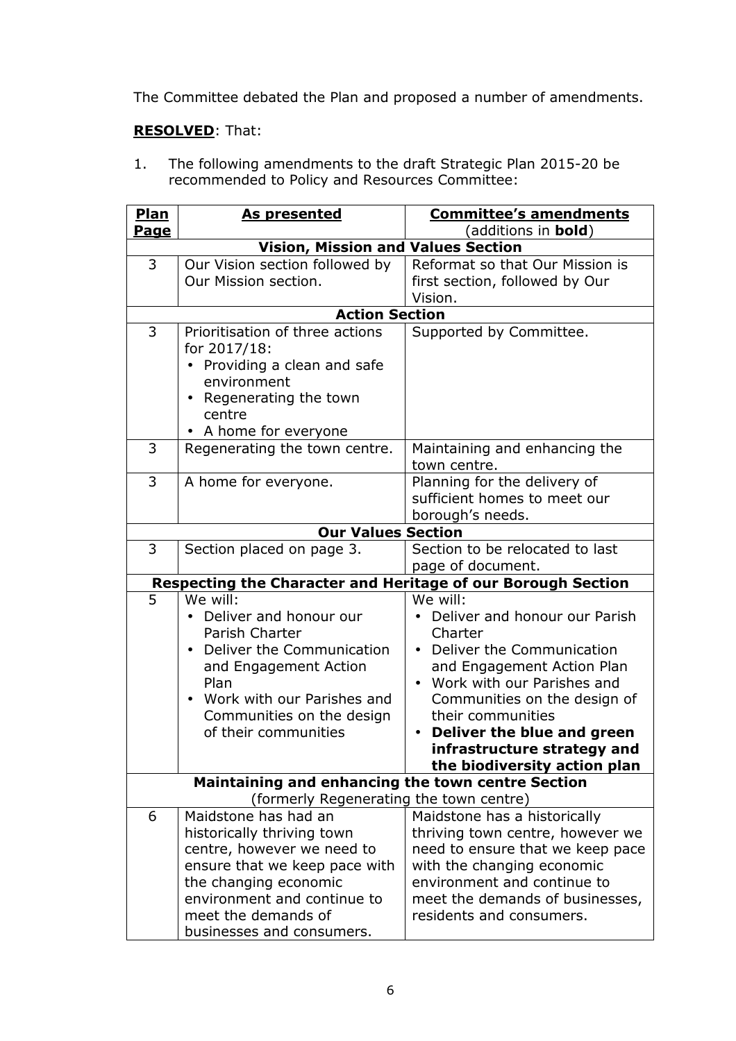The Committee debated the Plan and proposed a number of amendments.

**RESOLVED**: That:

1. The following amendments to the draft Strategic Plan 2015-20 be recommended to Policy and Resources Committee:

| **Plan Page** | **As presented** | **Committee's amendments** (additions in **bold**) |
|---|---|---|
| **Vision, Mission and Values Section** | | |
| 3 | Our Vision section followed by Our Mission section. | Reformat so that Our Mission is first section, followed by Our Vision. |
| **Action Section** | | |
| 3 | Prioritisation of three actions for 2017/18: • Providing a clean and safe environment • Regenerating the town centre • A home for everyone | Supported by Committee. |
| 3 | Regenerating the town centre. | Maintaining and enhancing the town centre. |
| 3 | A home for everyone. | Planning for the delivery of sufficient homes to meet our borough's needs. |
| **Our Values Section** | | |
| 3 | Section placed on page 3. | Section to be relocated to last page of document. |
| **Respecting the Character and Heritage of our Borough Section** | | |
| 5 | We will: • Deliver and honour our Parish Charter • Deliver the Communication and Engagement Action Plan • Work with our Parishes and Communities on the design of their communities | We will: • Deliver and honour our Parish Charter • Deliver the Communication and Engagement Action Plan • Work with our Parishes and Communities on the design of their communities • **Deliver the blue and green infrastructure strategy and the biodiversity action plan** |
| **Maintaining and enhancing the town centre Section** (formerly Regenerating the town centre) | | |
| 6 | Maidstone has had an historically thriving town centre, however we need to ensure that we keep pace with the changing economic environment and continue to meet the demands of businesses and consumers. | Maidstone has a historically thriving town centre, however we need to ensure that we keep pace with the changing economic environment and continue to meet the demands of businesses, residents and consumers. |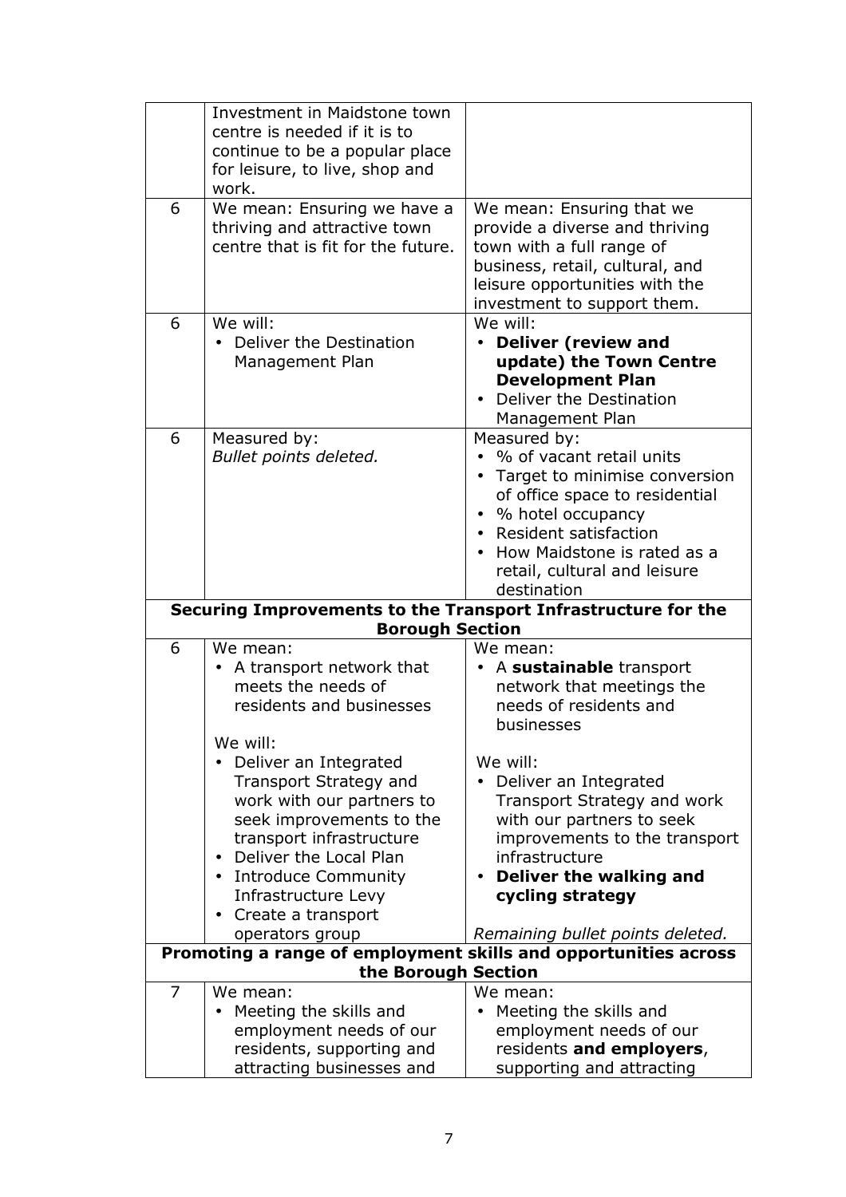| | | |
|---|---|---|
| | Investment in Maidstone town centre is needed if it is to continue to be a popular place for leisure, to live, shop and work. | |
| 6 | We mean: Ensuring we have a thriving and attractive town centre that is fit for the future. | We mean: Ensuring that we provide a diverse and thriving town with a full range of business, retail, cultural, and leisure opportunities with the investment to support them. |
| 6 | We will:<br>• Deliver the Destination Management Plan | We will:<br>• **Deliver (review and update) the Town Centre Development Plan**<br>• Deliver the Destination Management Plan |
| 6 | Measured by:<br>*Bullet points deleted.* | Measured by:<br>• % of vacant retail units<br>• Target to minimise conversion of office space to residential<br>• % hotel occupancy<br>• Resident satisfaction<br>• How Maidstone is rated as a retail, cultural and leisure destination |
| **Securing Improvements to the Transport Infrastructure for the Borough Section** | | |
| 6 | We mean:<br>• A transport network that meets the needs of residents and businesses<br><br>We will:<br>• Deliver an Integrated Transport Strategy and work with our partners to seek improvements to the transport infrastructure<br>• Deliver the Local Plan<br>• Introduce Community Infrastructure Levy<br>• Create a transport operators group | We mean:<br>• A **sustainable** transport network that meetings the needs of residents and businesses<br><br>We will:<br>• Deliver an Integrated Transport Strategy and work with our partners to seek improvements to the transport infrastructure<br>• **Deliver the walking and cycling strategy**<br><br>*Remaining bullet points deleted.* |
| **Promoting a range of employment skills and opportunities across the Borough Section** | | |
| 7 | We mean:<br>• Meeting the skills and employment needs of our residents, supporting and attracting businesses and | We mean:<br>• Meeting the skills and employment needs of our residents **and employers**, supporting and attracting |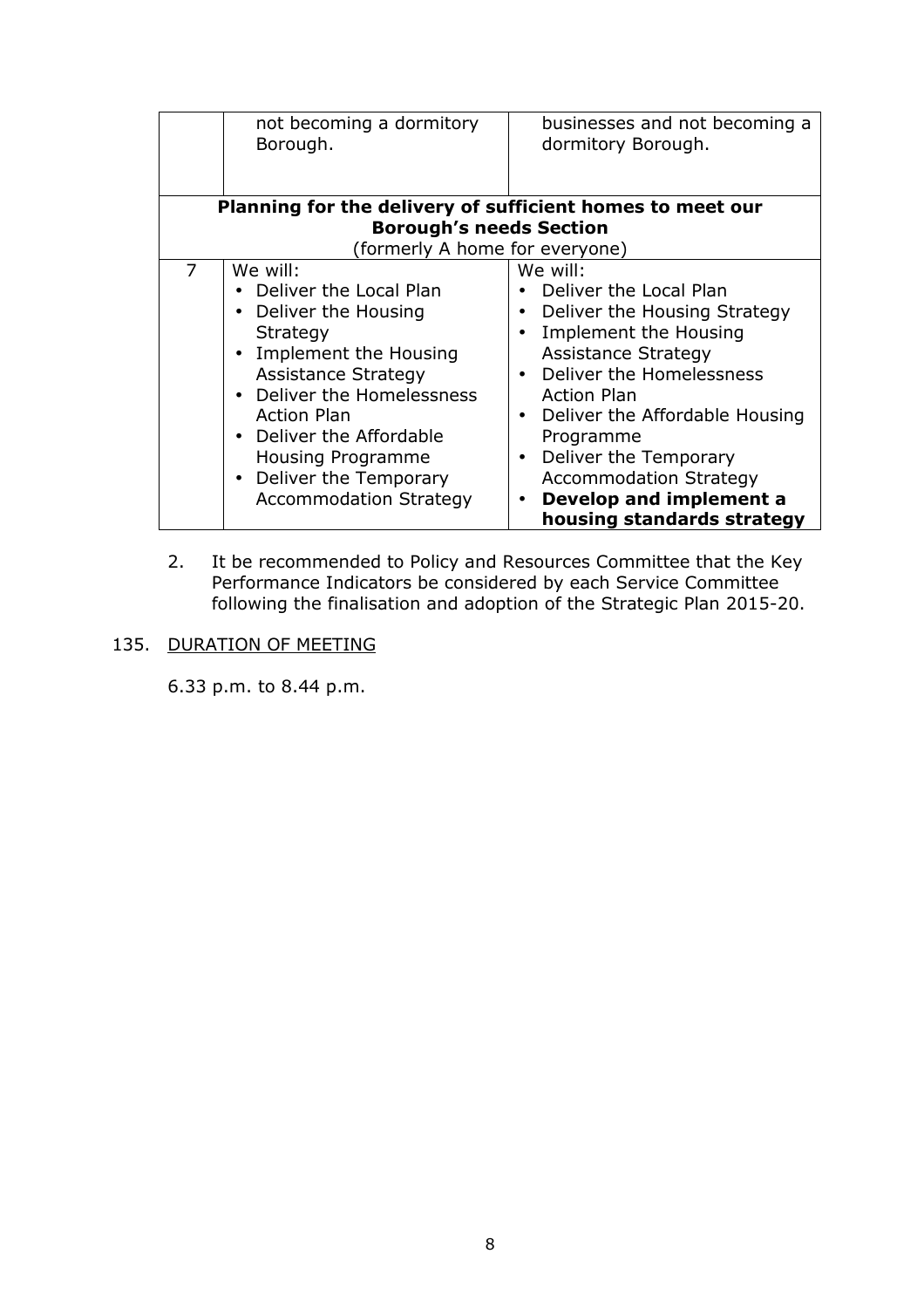| | | |
|---|---|---|
| | not becoming a dormitory Borough. | businesses and not becoming a dormitory Borough. |
| **Planning for the delivery of sufficient homes to meet our Borough's needs Section** (formerly A home for everyone) | | |
| 7 | We will:<br>• Deliver the Local Plan<br>• Deliver the Housing Strategy<br>• Implement the Housing Assistance Strategy<br>• Deliver the Homelessness Action Plan<br>• Deliver the Affordable Housing Programme<br>• Deliver the Temporary Accommodation Strategy | We will:<br>• Deliver the Local Plan<br>• Deliver the Housing Strategy<br>• Implement the Housing Assistance Strategy<br>• Deliver the Homelessness Action Plan<br>• Deliver the Affordable Housing Programme<br>• Deliver the Temporary Accommodation Strategy<br>• **Develop and implement a housing standards strategy** |

2. It be recommended to Policy and Resources Committee that the Key Performance Indicators be considered by each Service Committee following the finalisation and adoption of the Strategic Plan 2015-20.

135. DURATION OF MEETING

6.33 p.m. to 8.44 p.m.